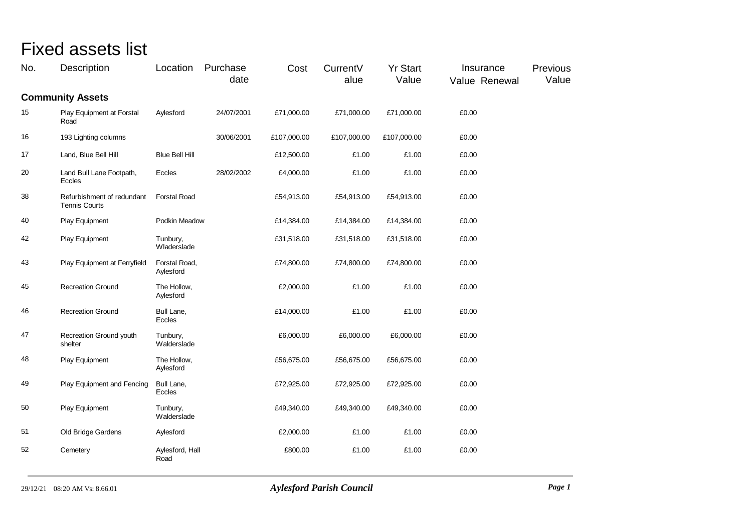# Fixed assets list

| No. | Description | Location | Purchase date | Cost | CurrentValue | Yr Start Value | Insurance Value | Renewal | Previous Value |
|---|---|---|---|---|---|---|---|---|---|
| **Community Assets** | | | | | | | | | |
| 15 | Play Equipment at Forstal Road | Aylesford | 24/07/2001 | £71,000.00 | £71,000.00 | £71,000.00 | £0.00 | | |
| 16 | 193 Lighting columns | | 30/06/2001 | £107,000.00 | £107,000.00 | £107,000.00 | £0.00 | | |
| 17 | Land, Blue Bell Hill | Blue Bell Hill | | £12,500.00 | £1.00 | £1.00 | £0.00 | | |
| 20 | Land Bull Lane Footpath, Eccles | Eccles | 28/02/2002 | £4,000.00 | £1.00 | £1.00 | £0.00 | | |
| 38 | Refurbishment of redundant Tennis Courts | Forstal Road | | £54,913.00 | £54,913.00 | £54,913.00 | £0.00 | | |
| 40 | Play Equipment | Podkin Meadow | | £14,384.00 | £14,384.00 | £14,384.00 | £0.00 | | |
| 42 | Play Equipment | Tunbury, Wladerslade | | £31,518.00 | £31,518.00 | £31,518.00 | £0.00 | | |
| 43 | Play Equipment at Ferryfield | Forstal Road, Aylesford | | £74,800.00 | £74,800.00 | £74,800.00 | £0.00 | | |
| 45 | Recreation Ground | The Hollow, Aylesford | | £2,000.00 | £1.00 | £1.00 | £0.00 | | |
| 46 | Recreation Ground | Bull Lane, Eccles | | £14,000.00 | £1.00 | £1.00 | £0.00 | | |
| 47 | Recreation Ground youth shelter | Tunbury, Walderslade | | £6,000.00 | £6,000.00 | £6,000.00 | £0.00 | | |
| 48 | Play Equipment | The Hollow, Aylesford | | £56,675.00 | £56,675.00 | £56,675.00 | £0.00 | | |
| 49 | Play Equipment and Fencing | Bull Lane, Eccles | | £72,925.00 | £72,925.00 | £72,925.00 | £0.00 | | |
| 50 | Play Equipment | Tunbury, Walderslade | | £49,340.00 | £49,340.00 | £49,340.00 | £0.00 | | |
| 51 | Old Bridge Gardens | Aylesford | | £2,000.00 | £1.00 | £1.00 | £0.00 | | |
| 52 | Cemetery | Aylesford, Hall Road | | £800.00 | £1.00 | £1.00 | £0.00 | | |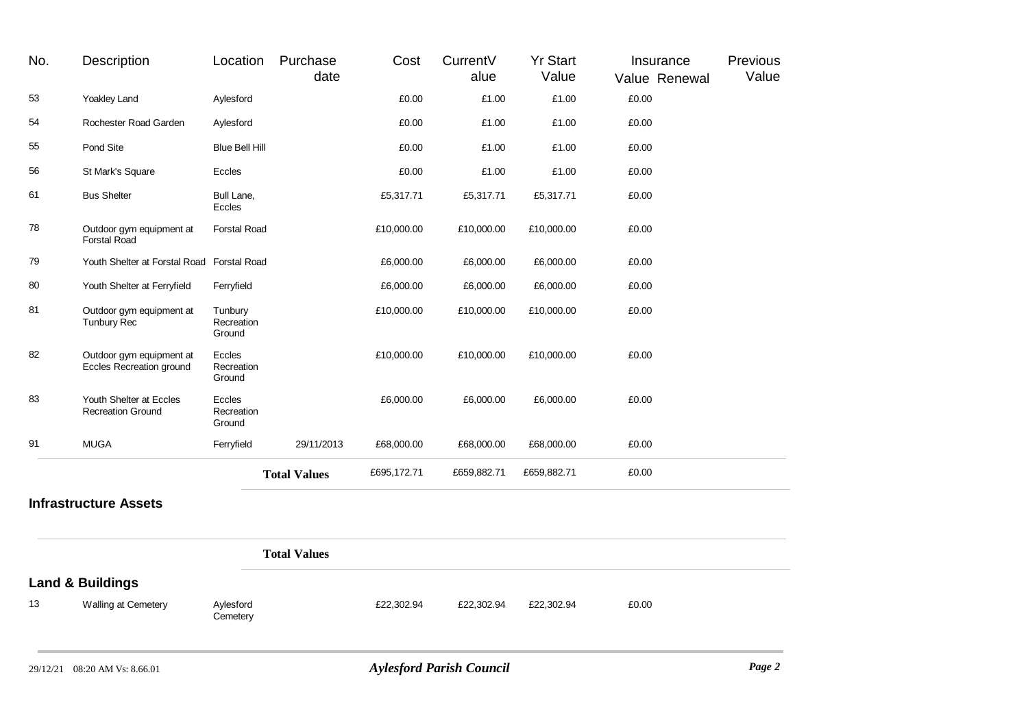| No. | Description | Location | Purchase date | Cost | CurrentValue | Yr Start Value | Insurance Value | Renewal | Previous Value |
|---|---|---|---|---|---|---|---|---|---|
| 53 | Yoakley Land | Aylesford | | £0.00 | £1.00 | £1.00 | £0.00 | | |
| 54 | Rochester Road Garden | Aylesford | | £0.00 | £1.00 | £1.00 | £0.00 | | |
| 55 | Pond Site | Blue Bell Hill | | £0.00 | £1.00 | £1.00 | £0.00 | | |
| 56 | St Mark's Square | Eccles | | £0.00 | £1.00 | £1.00 | £0.00 | | |
| 61 | Bus Shelter | Bull Lane, Eccles | | £5,317.71 | £5,317.71 | £5,317.71 | £0.00 | | |
| 78 | Outdoor gym equipment at Forstal Road | Forstal Road | | £10,000.00 | £10,000.00 | £10,000.00 | £0.00 | | |
| 79 | Youth Shelter at Forstal Road | Forstal Road | | £6,000.00 | £6,000.00 | £6,000.00 | £0.00 | | |
| 80 | Youth Shelter at Ferryfield | Ferryfield | | £6,000.00 | £6,000.00 | £6,000.00 | £0.00 | | |
| 81 | Outdoor gym equipment at Tunbury Rec | Tunbury Recreation Ground | | £10,000.00 | £10,000.00 | £10,000.00 | £0.00 | | |
| 82 | Outdoor gym equipment at Eccles Recreation ground | Eccles Recreation Ground | | £10,000.00 | £10,000.00 | £10,000.00 | £0.00 | | |
| 83 | Youth Shelter at Eccles Recreation Ground | Eccles Recreation Ground | | £6,000.00 | £6,000.00 | £6,000.00 | £0.00 | | |
| 91 | MUGA | Ferryfield | 29/11/2013 | £68,000.00 | £68,000.00 | £68,000.00 | £0.00 | | |
| | | | **Total Values** | £695,172.71 | £659,882.71 | £659,882.71 | £0.00 | | |

## Infrastructure Assets

| | | | | | | | | | |
|---|---|---|---|---|---|---|---|---|---|
| | | | **Total Values** | | | | | | |

## Land & Buildings

| No. | Description | Location | Purchase date | Cost | CurrentValue | Yr Start Value | Insurance Value | Renewal | Previous Value |
|---|---|---|---|---|---|---|---|---|---|
| 13 | Walling at Cemetery | Aylesford Cemetery | | £22,302.94 | £22,302.94 | £22,302.94 | £0.00 | | |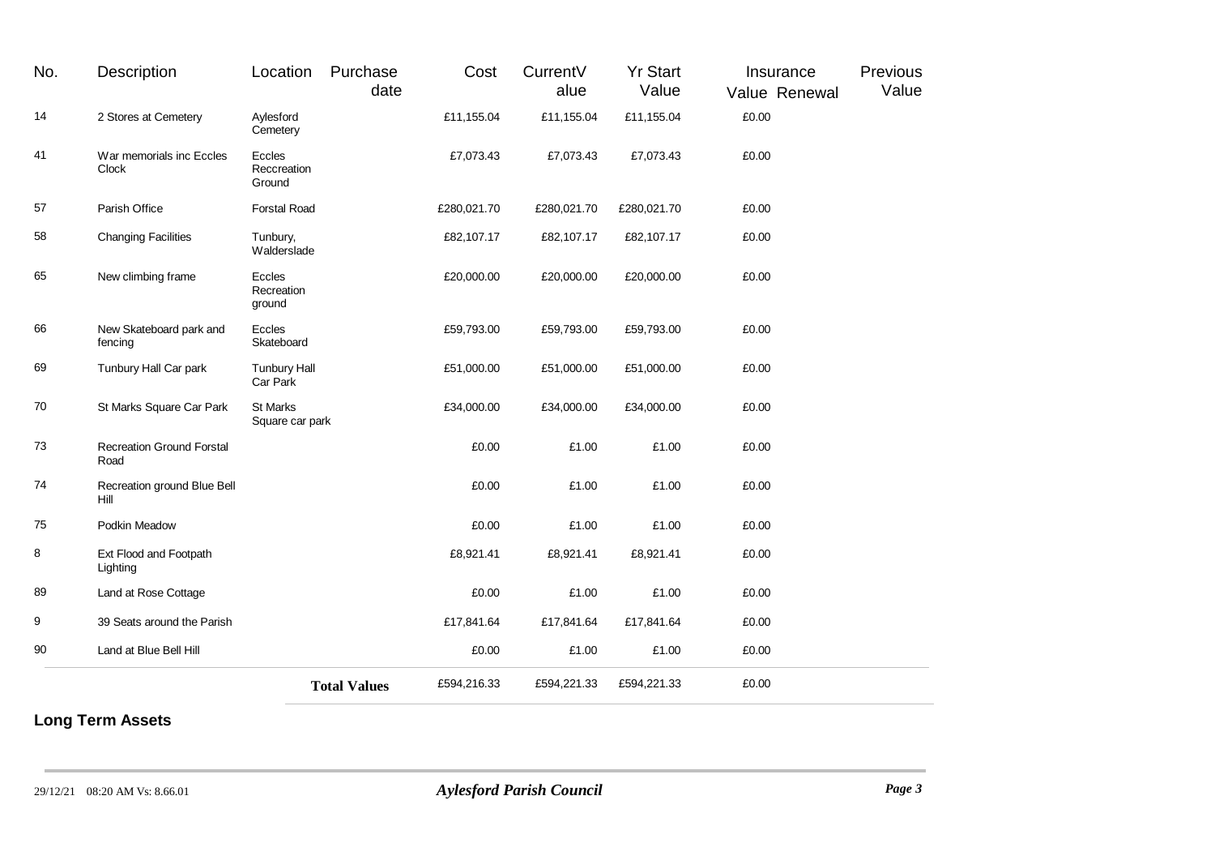| No. | Description | Location | Purchase date | Cost | CurrentValue | Yr Start Value | Insurance Value | Renewal | Previous Value |
|---|---|---|---|---|---|---|---|---|---|
| 14 | 2 Stores at Cemetery | Aylesford Cemetery | | £11,155.04 | £11,155.04 | £11,155.04 | £0.00 | | |
| 41 | War memorials inc Eccles Clock | Eccles Reccreation Ground | | £7,073.43 | £7,073.43 | £7,073.43 | £0.00 | | |
| 57 | Parish Office | Forstal Road | | £280,021.70 | £280,021.70 | £280,021.70 | £0.00 | | |
| 58 | Changing Facilities | Tunbury, Walderslade | | £82,107.17 | £82,107.17 | £82,107.17 | £0.00 | | |
| 65 | New climbing frame | Eccles Recreation ground | | £20,000.00 | £20,000.00 | £20,000.00 | £0.00 | | |
| 66 | New Skateboard park and fencing | Eccles Skateboard | | £59,793.00 | £59,793.00 | £59,793.00 | £0.00 | | |
| 69 | Tunbury Hall Car park | Tunbury Hall Car Park | | £51,000.00 | £51,000.00 | £51,000.00 | £0.00 | | |
| 70 | St Marks Square Car Park | St Marks Square car park | | £34,000.00 | £34,000.00 | £34,000.00 | £0.00 | | |
| 73 | Recreation Ground Forstal Road | | | £0.00 | £1.00 | £1.00 | £0.00 | | |
| 74 | Recreation ground Blue Bell Hill | | | £0.00 | £1.00 | £1.00 | £0.00 | | |
| 75 | Podkin Meadow | | | £0.00 | £1.00 | £1.00 | £0.00 | | |
| 8 | Ext Flood and Footpath Lighting | | | £8,921.41 | £8,921.41 | £8,921.41 | £0.00 | | |
| 89 | Land at Rose Cottage | | | £0.00 | £1.00 | £1.00 | £0.00 | | |
| 9 | 39 Seats around the Parish | | | £17,841.64 | £17,841.64 | £17,841.64 | £0.00 | | |
| 90 | Land at Blue Bell Hill | | | £0.00 | £1.00 | £1.00 | £0.00 | | |
| | | | **Total Values** | £594,216.33 | £594,221.33 | £594,221.33 | £0.00 | | |

## Long Term Assets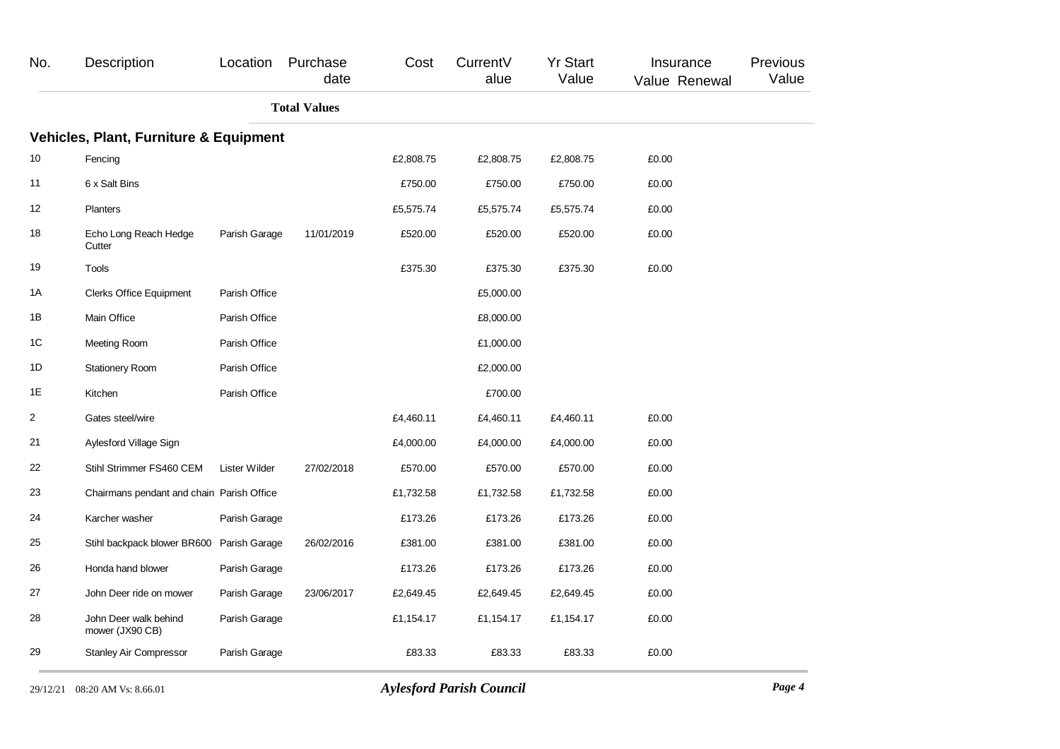| No. | Description | Location | Purchase date | Cost | CurrentValue | Yr Start Value | Insurance Value | Renewal | Previous Value |
|---|---|---|---|---|---|---|---|---|---|
| | | | **Total Values** | | | | | | |

## Vehicles, Plant, Furniture & Equipment

| No. | Description | Location | Purchase date | Cost | CurrentValue | Yr Start Value | Insurance Value | Renewal | Previous Value |
|---|---|---|---|---|---|---|---|---|---|
| 10 | Fencing | | | £2,808.75 | £2,808.75 | £2,808.75 | £0.00 | | |
| 11 | 6 x Salt Bins | | | £750.00 | £750.00 | £750.00 | £0.00 | | |
| 12 | Planters | | | £5,575.74 | £5,575.74 | £5,575.74 | £0.00 | | |
| 18 | Echo Long Reach Hedge Cutter | Parish Garage | 11/01/2019 | £520.00 | £520.00 | £520.00 | £0.00 | | |
| 19 | Tools | | | £375.30 | £375.30 | £375.30 | £0.00 | | |
| 1A | Clerks Office Equipment | Parish Office | | | £5,000.00 | | | | |
| 1B | Main Office | Parish Office | | | £8,000.00 | | | | |
| 1C | Meeting Room | Parish Office | | | £1,000.00 | | | | |
| 1D | Stationery Room | Parish Office | | | £2,000.00 | | | | |
| 1E | Kitchen | Parish Office | | | £700.00 | | | | |
| 2 | Gates steel/wire | | | £4,460.11 | £4,460.11 | £4,460.11 | £0.00 | | |
| 21 | Aylesford Village Sign | | | £4,000.00 | £4,000.00 | £4,000.00 | £0.00 | | |
| 22 | Stihl Strimmer FS460 CEM | Lister Wilder | 27/02/2018 | £570.00 | £570.00 | £570.00 | £0.00 | | |
| 23 | Chairmans pendant and chain | Parish Office | | £1,732.58 | £1,732.58 | £1,732.58 | £0.00 | | |
| 24 | Karcher washer | Parish Garage | | £173.26 | £173.26 | £173.26 | £0.00 | | |
| 25 | Stihl backpack blower BR600 | Parish Garage | 26/02/2016 | £381.00 | £381.00 | £381.00 | £0.00 | | |
| 26 | Honda hand blower | Parish Garage | | £173.26 | £173.26 | £173.26 | £0.00 | | |
| 27 | John Deer ride on mower | Parish Garage | 23/06/2017 | £2,649.45 | £2,649.45 | £2,649.45 | £0.00 | | |
| 28 | John Deer walk behind mower (JX90 CB) | Parish Garage | | £1,154.17 | £1,154.17 | £1,154.17 | £0.00 | | |
| 29 | Stanley Air Compressor | Parish Garage | | £83.33 | £83.33 | £83.33 | £0.00 | | |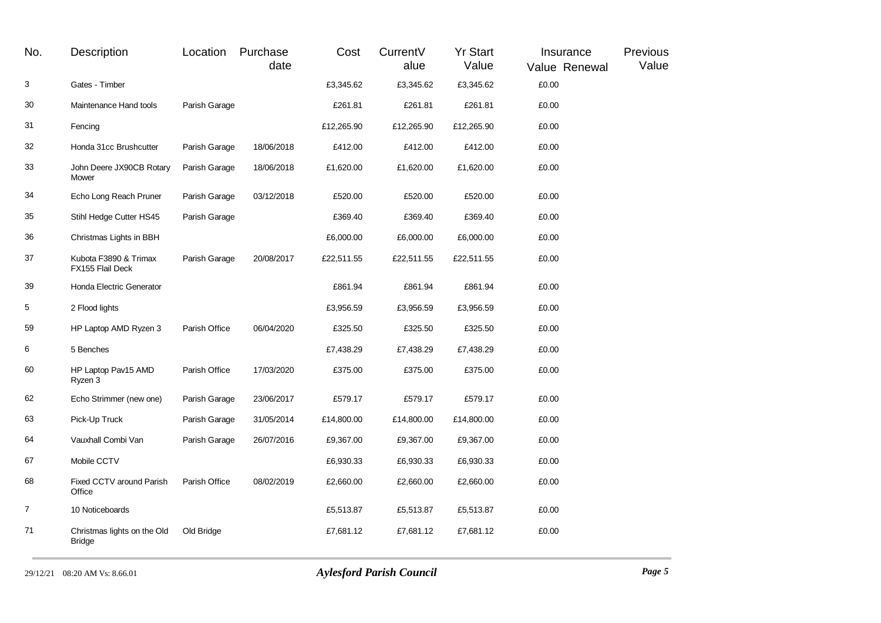| No. | Description | Location | Purchase date | Cost | CurrentValue | Yr Start Value | Insurance Value | Renewal | Previous Value |
|---|---|---|---|---|---|---|---|---|---|
| 3 | Gates - Timber | | | £3,345.62 | £3,345.62 | £3,345.62 | £0.00 | | |
| 30 | Maintenance Hand tools | Parish Garage | | £261.81 | £261.81 | £261.81 | £0.00 | | |
| 31 | Fencing | | | £12,265.90 | £12,265.90 | £12,265.90 | £0.00 | | |
| 32 | Honda 31cc Brushcutter | Parish Garage | 18/06/2018 | £412.00 | £412.00 | £412.00 | £0.00 | | |
| 33 | John Deere JX90CB Rotary Mower | Parish Garage | 18/06/2018 | £1,620.00 | £1,620.00 | £1,620.00 | £0.00 | | |
| 34 | Echo Long Reach Pruner | Parish Garage | 03/12/2018 | £520.00 | £520.00 | £520.00 | £0.00 | | |
| 35 | Stihl Hedge Cutter HS45 | Parish Garage | | £369.40 | £369.40 | £369.40 | £0.00 | | |
| 36 | Christmas Lights in BBH | | | £6,000.00 | £6,000.00 | £6,000.00 | £0.00 | | |
| 37 | Kubota F3890 & Trimax FX155 Flail Deck | Parish Garage | 20/08/2017 | £22,511.55 | £22,511.55 | £22,511.55 | £0.00 | | |
| 39 | Honda Electric Generator | | | £861.94 | £861.94 | £861.94 | £0.00 | | |
| 5 | 2 Flood lights | | | £3,956.59 | £3,956.59 | £3,956.59 | £0.00 | | |
| 59 | HP Laptop AMD Ryzen 3 | Parish Office | 06/04/2020 | £325.50 | £325.50 | £325.50 | £0.00 | | |
| 6 | 5 Benches | | | £7,438.29 | £7,438.29 | £7,438.29 | £0.00 | | |
| 60 | HP Laptop Pav15 AMD Ryzen 3 | Parish Office | 17/03/2020 | £375.00 | £375.00 | £375.00 | £0.00 | | |
| 62 | Echo Strimmer (new one) | Parish Garage | 23/06/2017 | £579.17 | £579.17 | £579.17 | £0.00 | | |
| 63 | Pick-Up Truck | Parish Garage | 31/05/2014 | £14,800.00 | £14,800.00 | £14,800.00 | £0.00 | | |
| 64 | Vauxhall Combi Van | Parish Garage | 26/07/2016 | £9,367.00 | £9,367.00 | £9,367.00 | £0.00 | | |
| 67 | Mobile CCTV | | | £6,930.33 | £6,930.33 | £6,930.33 | £0.00 | | |
| 68 | Fixed CCTV around Parish Office | Parish Office | 08/02/2019 | £2,660.00 | £2,660.00 | £2,660.00 | £0.00 | | |
| 7 | 10 Noticeboards | | | £5,513.87 | £5,513.87 | £5,513.87 | £0.00 | | |
| 71 | Christmas lights on the Old Bridge | Old Bridge | | £7,681.12 | £7,681.12 | £7,681.12 | £0.00 | | |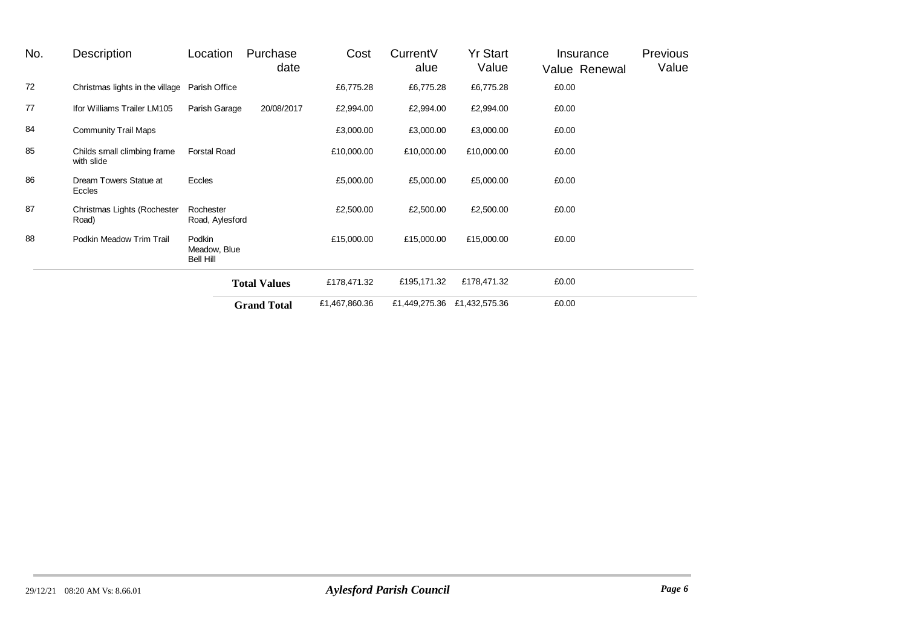| No. | Description | Location | Purchase date | Cost | CurrentV alue | Yr Start Value | Insurance Value | Renewal | Previous Value |
|---|---|---|---|---|---|---|---|---|---|
| 72 | Christmas lights in the village | Parish Office | | £6,775.28 | £6,775.28 | £6,775.28 | £0.00 | | |
| 77 | Ifor Williams Trailer LM105 | Parish Garage | 20/08/2017 | £2,994.00 | £2,994.00 | £2,994.00 | £0.00 | | |
| 84 | Community Trail Maps | | | £3,000.00 | £3,000.00 | £3,000.00 | £0.00 | | |
| 85 | Childs small climbing frame with slide | Forstal Road | | £10,000.00 | £10,000.00 | £10,000.00 | £0.00 | | |
| 86 | Dream Towers Statue at Eccles | Eccles | | £5,000.00 | £5,000.00 | £5,000.00 | £0.00 | | |
| 87 | Christmas Lights (Rochester Road) | Rochester Road, Aylesford | | £2,500.00 | £2,500.00 | £2,500.00 | £0.00 | | |
| 88 | Podkin Meadow Trim Trail | Podkin Meadow, Blue Bell Hill | | £15,000.00 | £15,000.00 | £15,000.00 | £0.00 | | |
| | | | **Total Values** | £178,471.32 | £195,171.32 | £178,471.32 | £0.00 | | |
| | | | **Grand Total** | £1,467,860.36 | £1,449,275.36 | £1,432,575.36 | £0.00 | | |

29/12/21 08:20 AM Vs: 8.66.01 *Aylesford Parish Council*